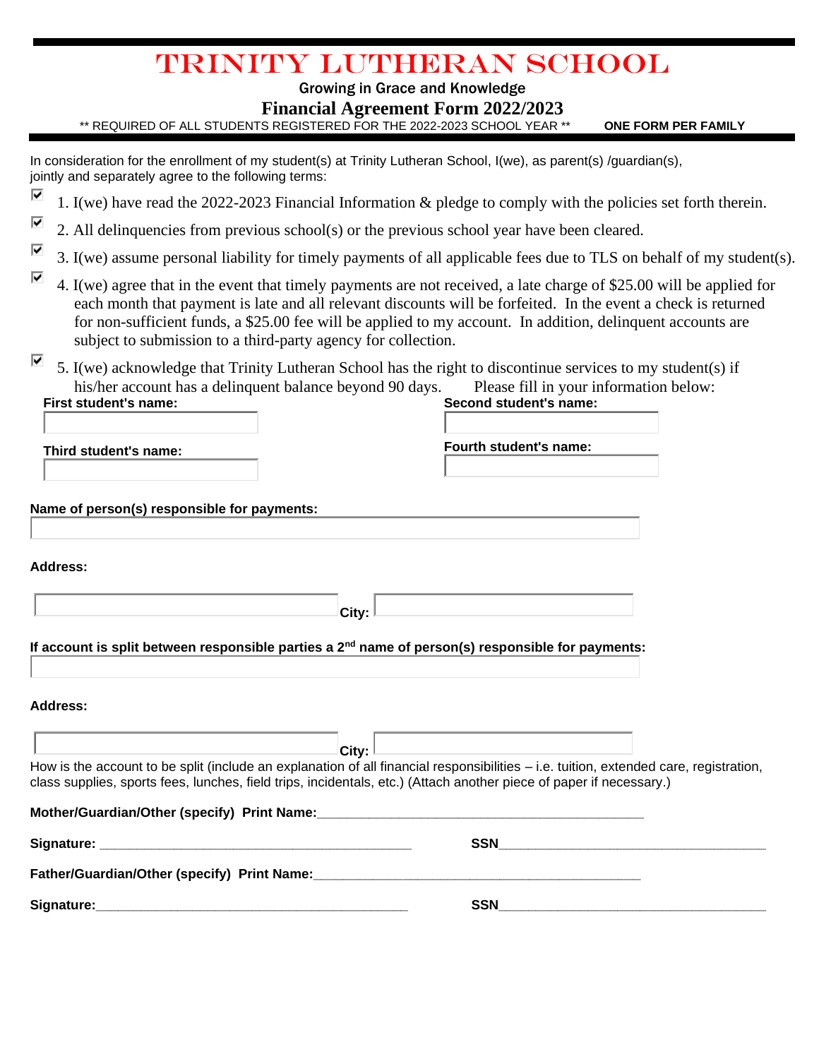# TRINITY LUTHERAN SCHOOL

Growing in Grace and Knowledge

## Financial Agreement Form 2022/2023

** REQUIRED OF ALL STUDENTS REGISTERED FOR THE 2022-2023 SCHOOL YEAR ** **ONE FORM PER FAMILY**

In consideration for the enrollment of my student(s) at Trinity Lutheran School, I(we), as parent(s) /guardian(s), jointly and separately agree to the following terms:

- ☑ 1. I(we) have read the 2022-2023 Financial Information & pledge to comply with the policies set forth therein.
- ☑ 2. All delinquencies from previous school(s) or the previous school year have been cleared.
- ☑ 3. I(we) assume personal liability for timely payments of all applicable fees due to TLS on behalf of my student(s).
- ☑ 4. I(we) agree that in the event that timely payments are not received, a late charge of $25.00 will be applied for each month that payment is late and all relevant discounts will be forfeited. In the event a check is returned for non-sufficient funds, a $25.00 fee will be applied to my account. In addition, delinquent accounts are subject to submission to a third-party agency for collection.
- ☑ 5. I(we) acknowledge that Trinity Lutheran School has the right to discontinue services to my student(s) if his/her account has a delinquent balance beyond 90 days. Please fill in your information below:

**First student's name:** ____________________ **Second student's name:** ____________________

**Third student's name:** ____________________ **Fourth student's name:** ____________________

**Name of person(s) responsible for payments:** ____________________

**Address:** ____________________ **City:** ____________________

**If account is split between responsible parties a 2nd name of person(s) responsible for payments:** ____________________

**Address:** ____________________ **City:** ____________________

How is the account to be split (include an explanation of all financial responsibilities – i.e. tuition, extended care, registration, class supplies, sports fees, lunches, field trips, incidentals, etc.) (Attach another piece of paper if necessary.)

**Mother/Guardian/Other (specify) Print Name:**____________________________________________

**Signature:** ____________________________________________ **SSN**____________________________________

**Father/Guardian/Other (specify) Print Name:**____________________________________________

**Signature:**____________________________________________ **SSN**____________________________________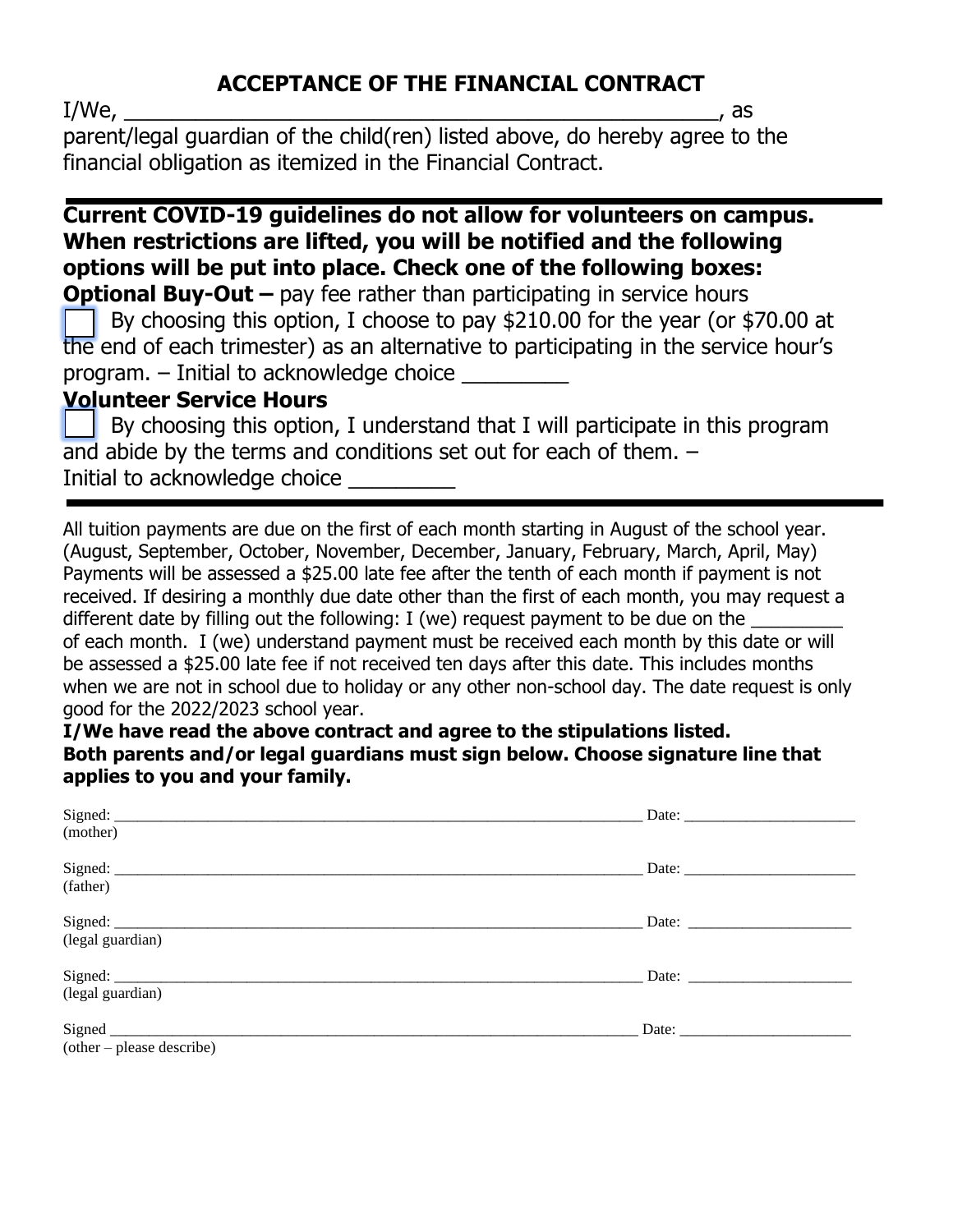## ACCEPTANCE OF THE FINANCIAL CONTRACT

I/We, ______________________________________________________, as parent/legal guardian of the child(ren) listed above, do hereby agree to the financial obligation as itemized in the Financial Contract.

---

**Current COVID-19 guidelines do not allow for volunteers on campus. When restrictions are lifted, you will be notified and the following options will be put into place. Check one of the following boxes:**

**Optional Buy-Out –** pay fee rather than participating in service hours

☐ By choosing this option, I choose to pay $210.00 for the year (or $70.00 at the end of each trimester) as an alternative to participating in the service hour's program. – Initial to acknowledge choice _________

**Volunteer Service Hours**

☐ By choosing this option, I understand that I will participate in this program and abide by the terms and conditions set out for each of them. – Initial to acknowledge choice _________

---

All tuition payments are due on the first of each month starting in August of the school year. (August, September, October, November, December, January, February, March, April, May) Payments will be assessed a $25.00 late fee after the tenth of each month if payment is not received. If desiring a monthly due date other than the first of each month, you may request a different date by filling out the following: I (we) request payment to be due on the _________ of each month. I (we) understand payment must be received each month by this date or will be assessed a $25.00 late fee if not received ten days after this date. This includes months when we are not in school due to holiday or any other non-school day. The date request is only good for the 2022/2023 school year.

**I/We have read the above contract and agree to the stipulations listed.**
**Both parents and/or legal guardians must sign below. Choose signature line that applies to you and your family.**

Signed: ______________________________________________________________________ Date: ______________________
(mother)

Signed: ______________________________________________________________________ Date: ______________________
(father)

Signed: ______________________________________________________________________ Date: ______________________
(legal guardian)

Signed: ______________________________________________________________________ Date: ______________________
(legal guardian)

Signed ______________________________________________________________________ Date: ______________________
(other – please describe)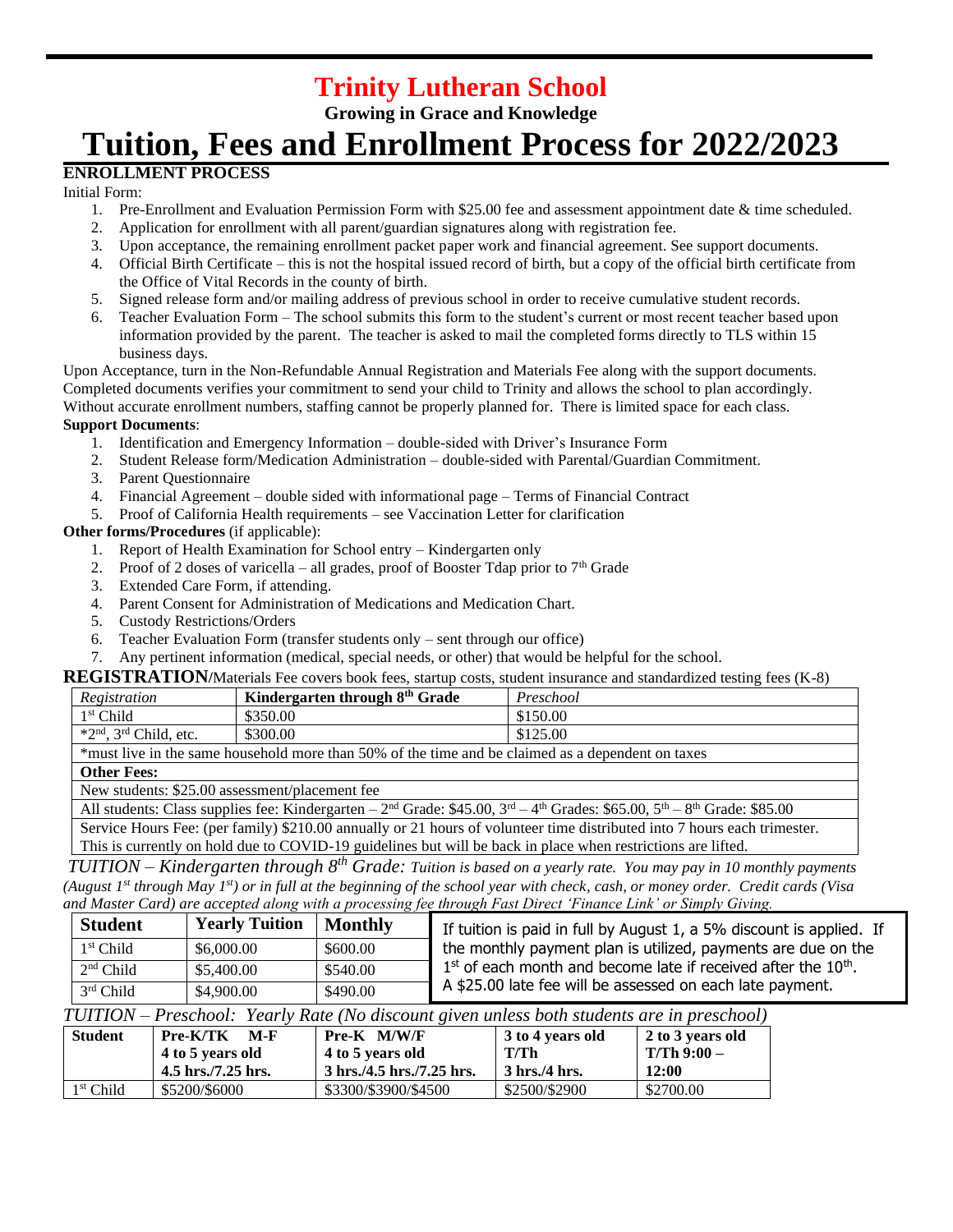# Trinity Lutheran School

**Growing in Grace and Knowledge**

# Tuition, Fees and Enrollment Process for 2022/2023

## ENROLLMENT PROCESS

Initial Form:

1. Pre-Enrollment and Evaluation Permission Form with $25.00 fee and assessment appointment date & time scheduled.
2. Application for enrollment with all parent/guardian signatures along with registration fee.
3. Upon acceptance, the remaining enrollment packet paper work and financial agreement. See support documents.
4. Official Birth Certificate – this is not the hospital issued record of birth, but a copy of the official birth certificate from the Office of Vital Records in the county of birth.
5. Signed release form and/or mailing address of previous school in order to receive cumulative student records.
6. Teacher Evaluation Form – The school submits this form to the student's current or most recent teacher based upon information provided by the parent. The teacher is asked to mail the completed forms directly to TLS within 15 business days.

Upon Acceptance, turn in the Non-Refundable Annual Registration and Materials Fee along with the support documents. Completed documents verifies your commitment to send your child to Trinity and allows the school to plan accordingly. Without accurate enrollment numbers, staffing cannot be properly planned for. There is limited space for each class.

**Support Documents**:

1. Identification and Emergency Information – double-sided with Driver's Insurance Form
2. Student Release form/Medication Administration – double-sided with Parental/Guardian Commitment.
3. Parent Questionnaire
4. Financial Agreement – double sided with informational page – Terms of Financial Contract
5. Proof of California Health requirements – see Vaccination Letter for clarification

**Other forms/Procedures** (if applicable):

1. Report of Health Examination for School entry – Kindergarten only
2. Proof of 2 doses of varicella – all grades, proof of Booster Tdap prior to 7th Grade
3. Extended Care Form, if attending.
4. Parent Consent for Administration of Medications and Medication Chart.
5. Custody Restrictions/Orders
6. Teacher Evaluation Form (transfer students only – sent through our office)
7. Any pertinent information (medical, special needs, or other) that would be helpful for the school.

**REGISTRATION**/Materials Fee covers book fees, startup costs, student insurance and standardized testing fees (K-8)

| *Registration* | **Kindergarten through 8th Grade** | *Preschool* |
|---|---|---|
| 1st Child | $350.00 | $150.00 |
| *2nd, 3rd Child, etc. | $300.00 | $125.00 |
| *must live in the same household more than 50% of the time and be claimed as a dependent on taxes | | |
| **Other Fees:** | | |
| New students: $25.00 assessment/placement fee | | |
| All students: Class supplies fee: Kindergarten – 2nd Grade: $45.00, 3rd – 4th Grades: $65.00, 5th – 8th Grade: $85.00 | | |
| Service Hours Fee: (per family) $210.00 annually or 21 hours of volunteer time distributed into 7 hours each trimester. This is currently on hold due to COVID-19 guidelines but will be back in place when restrictions are lifted. | | |

*TUITION – Kindergarten through 8th Grade: Tuition is based on a yearly rate. You may pay in 10 monthly payments (August 1st through May 1st) or in full at the beginning of the school year with check, cash, or money order. Credit cards (Visa and Master Card) are accepted along with a processing fee through Fast Direct 'Finance Link' or Simply Giving.*

| **Student** | **Yearly Tuition** | **Monthly** |
|---|---|---|
| 1st Child | $6,000.00 | $600.00 |
| 2nd Child | $5,400.00 | $540.00 |
| 3rd Child | $4,900.00 | $490.00 |

If tuition is paid in full by August 1, a 5% discount is applied. If the monthly payment plan is utilized, payments are due on the 1st of each month and become late if received after the 10th. A $25.00 late fee will be assessed on each late payment.

*TUITION – Preschool: Yearly Rate (No discount given unless both students are in preschool)*

| **Student** | **Pre-K/TK M-F 4 to 5 years old 4.5 hrs./7.25 hrs.** | **Pre-K M/W/F 4 to 5 years old 3 hrs./4.5 hrs./7.25 hrs.** | **3 to 4 years old T/Th 3 hrs./4 hrs.** | **2 to 3 years old T/Th 9:00 – 12:00** |
|---|---|---|---|---|
| 1st Child | $5200/$6000 | $3300/$3900/$4500 | $2500/$2900 | $2700.00 |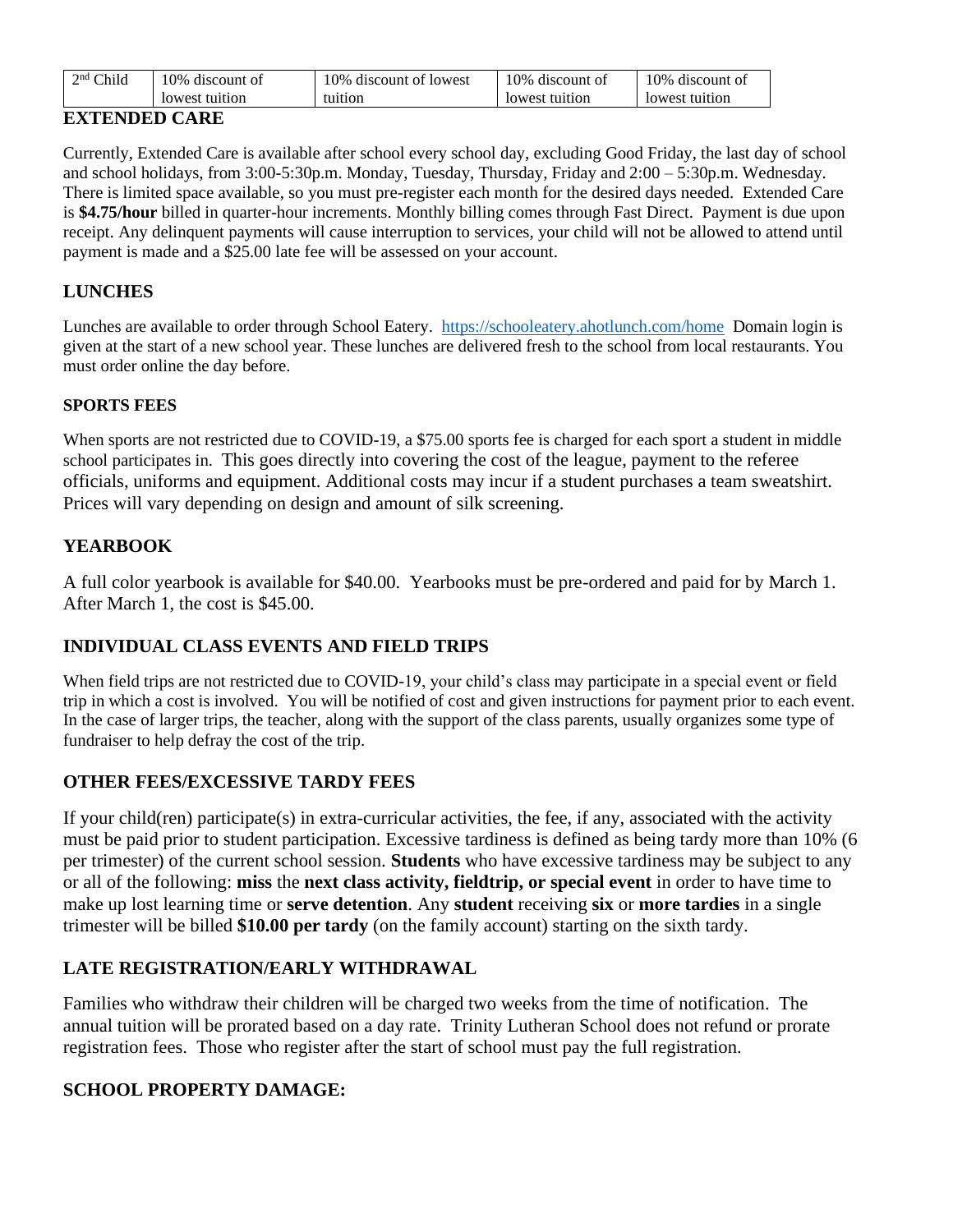| 2nd Child | 10% discount of lowest tuition | 10% discount of lowest tuition | 10% discount of lowest tuition | 10% discount of lowest tuition |
|---|---|---|---|---|

## EXTENDED CARE

Currently, Extended Care is available after school every school day, excluding Good Friday, the last day of school and school holidays, from 3:00-5:30p.m. Monday, Tuesday, Thursday, Friday and 2:00 – 5:30p.m. Wednesday. There is limited space available, so you must pre-register each month for the desired days needed. Extended Care is **$4.75/hour** billed in quarter-hour increments. Monthly billing comes through Fast Direct. Payment is due upon receipt. Any delinquent payments will cause interruption to services, your child will not be allowed to attend until payment is made and a $25.00 late fee will be assessed on your account.

## LUNCHES

Lunches are available to order through School Eatery. https://schooleatery.ahotlunch.com/home Domain login is given at the start of a new school year. These lunches are delivered fresh to the school from local restaurants. You must order online the day before.

## SPORTS FEES

When sports are not restricted due to COVID-19, a $75.00 sports fee is charged for each sport a student in middle school participates in. This goes directly into covering the cost of the league, payment to the referee officials, uniforms and equipment. Additional costs may incur if a student purchases a team sweatshirt. Prices will vary depending on design and amount of silk screening.

## YEARBOOK

A full color yearbook is available for $40.00. Yearbooks must be pre-ordered and paid for by March 1. After March 1, the cost is $45.00.

## INDIVIDUAL CLASS EVENTS AND FIELD TRIPS

When field trips are not restricted due to COVID-19, your child's class may participate in a special event or field trip in which a cost is involved. You will be notified of cost and given instructions for payment prior to each event. In the case of larger trips, the teacher, along with the support of the class parents, usually organizes some type of fundraiser to help defray the cost of the trip.

## OTHER FEES/EXCESSIVE TARDY FEES

If your child(ren) participate(s) in extra-curricular activities, the fee, if any, associated with the activity must be paid prior to student participation. Excessive tardiness is defined as being tardy more than 10% (6 per trimester) of the current school session. **Students** who have excessive tardiness may be subject to any or all of the following: **miss** the **next class activity, fieldtrip, or special event** in order to have time to make up lost learning time or **serve detention**. Any **student** receiving **six** or **more tardies** in a single trimester will be billed **$10.00 per tardy** (on the family account) starting on the sixth tardy.

## LATE REGISTRATION/EARLY WITHDRAWAL

Families who withdraw their children will be charged two weeks from the time of notification. The annual tuition will be prorated based on a day rate. Trinity Lutheran School does not refund or prorate registration fees. Those who register after the start of school must pay the full registration.

## SCHOOL PROPERTY DAMAGE: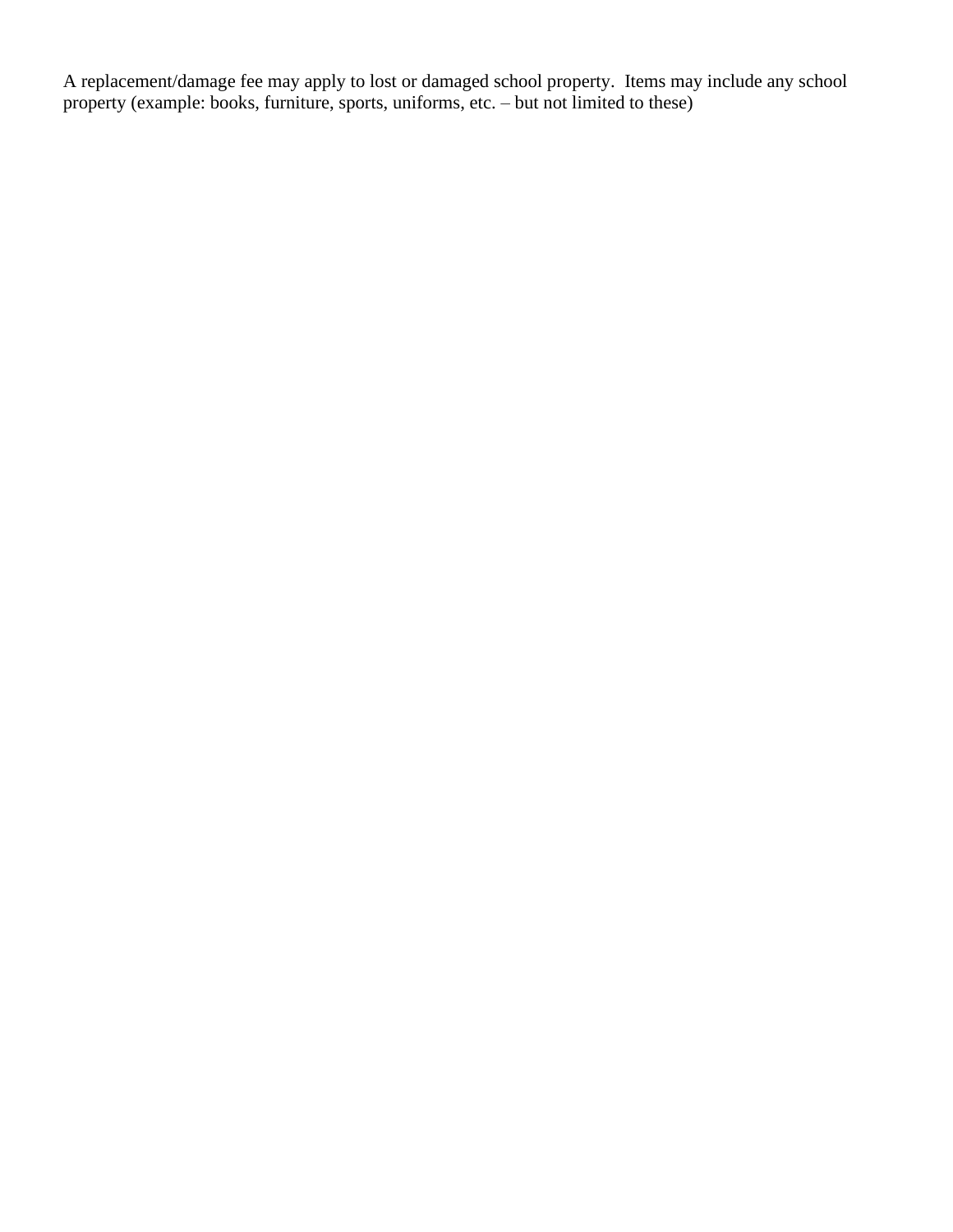A replacement/damage fee may apply to lost or damaged school property. Items may include any school property (example: books, furniture, sports, uniforms, etc. – but not limited to these)